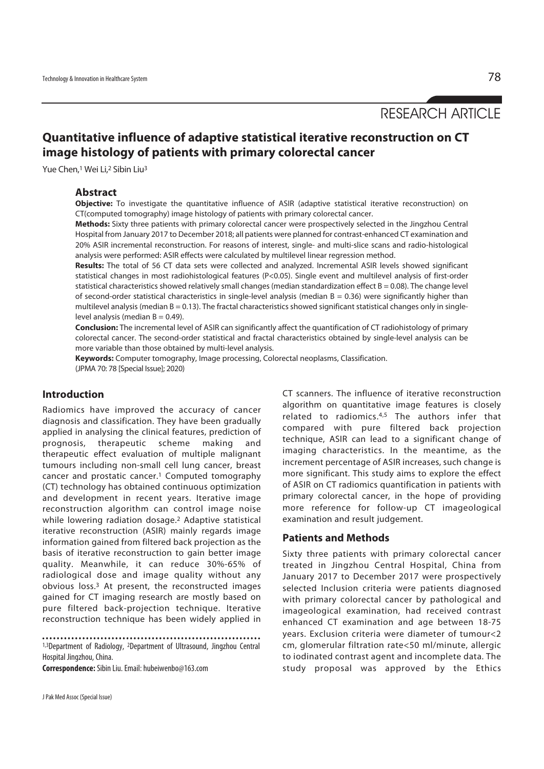RESEARCH ARTICLE

# Quantitative influence of adaptive statistical iterative reconstruction on CT image histology of patients with primary colorectal cancer

Yue Chen,[1] Wei Li,[2] Sibin Liu[3]

## Abstract

**Objective:** To investigate the quantitative influence of ASIR (adaptive statistical iterative reconstruction) on CT(computed tomography) image histology of patients with primary colorectal cancer.

**Methods:** Sixty three patients with primary colorectal cancer were prospectively selected in the Jingzhou Central Hospital from January 2017 to December 2018; all patients were planned for contrast-enhanced CT examination and 20% ASIR incremental reconstruction. For reasons of interest, single- and multi-slice scans and radio-histological analysis were performed: ASIR effects were calculated by multilevel linear regression method.

**Results:** The total of 56 CT data sets were collected and analyzed. Incremental ASIR levels showed significant statistical changes in most radiohistological features ($P<0.05$). Single event and multilevel analysis of first-order statistical characteristics showed relatively small changes (median standardization effect B = 0.08). The change level of second-order statistical characteristics in single-level analysis (median B = 0.36) were significantly higher than multilevel analysis (median B = 0.13). The fractal characteristics showed significant statistical changes only in single-level analysis (median B = 0.49).

**Conclusion:** The incremental level of ASIR can significantly affect the quantification of CT radiohistology of primary colorectal cancer. The second-order statistical and fractal characteristics obtained by single-level analysis can be more variable than those obtained by multi-level analysis.

**Keywords:** Computer tomography, Image processing, Colorectal neoplasms, Classification.

(JPMA 70: 78 [Special Issue]; 2020)

## Introduction

Radiomics have improved the accuracy of cancer diagnosis and classification. They have been gradually applied in analysing the clinical features, prediction of prognosis, therapeutic scheme making and therapeutic effect evaluation of multiple malignant tumours including non-small cell lung cancer, breast cancer and prostatic cancer.[1] Computed tomography (CT) technology has obtained continuous optimization and development in recent years. Iterative image reconstruction algorithm can control image noise while lowering radiation dosage.[2] Adaptive statistical iterative reconstruction (ASIR) mainly regards image information gained from filtered back projection as the basis of iterative reconstruction to gain better image quality. Meanwhile, it can reduce 30%-65% of radiological dose and image quality without any obvious loss.[3] At present, the reconstructed images gained for CT imaging research are mostly based on pure filtered back-projection technique. Iterative reconstruction technique has been widely applied in CT scanners. The influence of iterative reconstruction algorithm on quantitative image features is closely related to radiomics.[4,5] The authors infer that compared with pure filtered back projection technique, ASIR can lead to a significant change of imaging characteristics. In the meantime, as the increment percentage of ASIR increases, such change is more significant. This study aims to explore the effect of ASIR on CT radiomics quantification in patients with primary colorectal cancer, in the hope of providing more reference for follow-up CT imageological examination and result judgement.

[1,3]Department of Radiology, [2]Department of Ultrasound, Jingzhou Central Hospital Jingzhou, China.

**Correspondence:** Sibin Liu. Email: hubeiwenbo@163.com

## Patients and Methods

Sixty three patients with primary colorectal cancer treated in Jingzhou Central Hospital, China from January 2017 to December 2017 were prospectively selected Inclusion criteria were patients diagnosed with primary colorectal cancer by pathological and imageological examination, had received contrast enhanced CT examination and age between 18-75 years. Exclusion criteria were diameter of tumour<2 cm, glomerular filtration rate<50 ml/minute, allergic to iodinated contrast agent and incomplete data. The study proposal was approved by the Ethics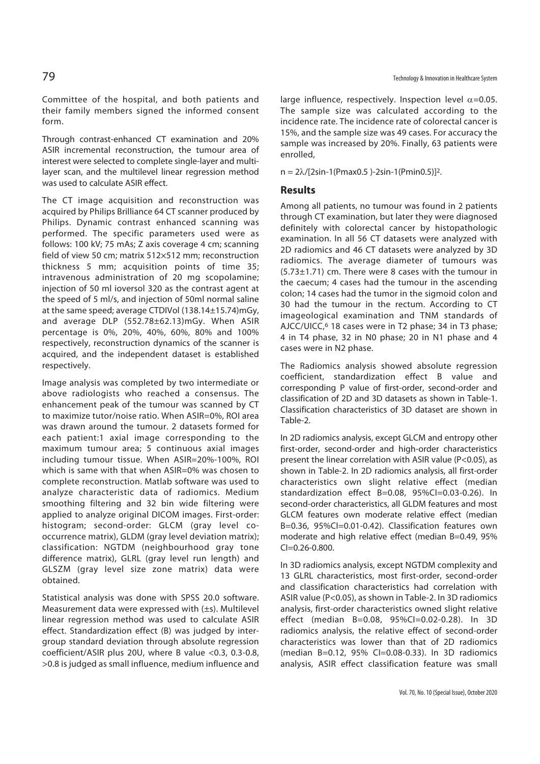Committee of the hospital, and both patients and their family members signed the informed consent form.

Through contrast-enhanced CT examination and 20% ASIR incremental reconstruction, the tumour area of interest were selected to complete single-layer and multi-layer scan, and the multilevel linear regression method was used to calculate ASIR effect.

The CT image acquisition and reconstruction was acquired by Philips Brilliance 64 CT scanner produced by Philips. Dynamic contrast enhanced scanning was performed. The specific parameters used were as follows: 100 kV; 75 mAs; Z axis coverage 4 cm; scanning field of view 50 cm; matrix 512×512 mm; reconstruction thickness 5 mm; acquisition points of time 35; intravenous administration of 20 mg scopolamine; injection of 50 ml ioversol 320 as the contrast agent at the speed of 5 ml/s, and injection of 50ml normal saline at the same speed; average CTDIVol (138.14±15.74)mGy, and average DLP (552.78±62.13)mGy. When ASIR percentage is 0%, 20%, 40%, 60%, 80% and 100% respectively, reconstruction dynamics of the scanner is acquired, and the independent dataset is established respectively.

Image analysis was completed by two intermediate or above radiologists who reached a consensus. The enhancement peak of the tumour was scanned by CT to maximize tutor/noise ratio. When ASIR=0%, ROI area was drawn around the tumour. 2 datasets formed for each patient:1 axial image corresponding to the maximum tumour area; 5 continuous axial images including tumour tissue. When ASIR=20%-100%, ROI which is same with that when ASIR=0% was chosen to complete reconstruction. Matlab software was used to analyze characteristic data of radiomics. Medium smoothing filtering and 32 bin wide filtering were applied to analyze original DICOM images. First-order: histogram; second-order: GLCM (gray level co-occurrence matrix), GLDM (gray level deviation matrix); classification: NGTDM (neighbourhood gray tone difference matrix), GLRL (gray level run length) and GLSZM (gray level size zone matrix) data were obtained.

Statistical analysis was done with SPSS 20.0 software. Measurement data were expressed with (±s). Multilevel linear regression method was used to calculate ASIR effect. Standardization effect (B) was judged by inter-group standard deviation through absolute regression coefficient/ASIR plus 20U, where B value <0.3, 0.3-0.8, >0.8 is judged as small influence, medium influence and large influence, respectively. Inspection level $\alpha$=0.05. The sample size was calculated according to the incidence rate. The incidence rate of colorectal cancer is 15%, and the sample size was 49 cases. For accuracy the sample was increased by 20%. Finally, 63 patients were enrolled,

$n = 2\lambda/[2\sin^{-1}(P_{max}0.5) - 2\sin^{-1}(P_{min}0.5)]^2$.

## Results

Among all patients, no tumour was found in 2 patients through CT examination, but later they were diagnosed definitely with colorectal cancer by histopathologic examination. In all 56 CT datasets were analyzed with 2D radiomics and 46 CT datasets were analyzed by 3D radiomics. The average diameter of tumours was (5.73±1.71) cm. There were 8 cases with the tumour in the caecum; 4 cases had the tumour in the ascending colon; 14 cases had the tumor in the sigmoid colon and 30 had the tumour in the rectum. According to CT imageological examination and TNM standards of AJCC/UICC,[6] 18 cases were in T2 phase; 34 in T3 phase; 4 in T4 phase, 32 in N0 phase; 20 in N1 phase and 4 cases were in N2 phase.

The Radiomics analysis showed absolute regression coefficient, standardization effect B value and corresponding P value of first-order, second-order and classification of 2D and 3D datasets as shown in Table-1. Classification characteristics of 3D dataset are shown in Table-2.

In 2D radiomics analysis, except GLCM and entropy other first-order, second-order and high-order characteristics present the linear correlation with ASIR value (P<0.05), as shown in Table-2. In 2D radiomics analysis, all first-order characteristics own slight relative effect (median standardization effect B=0.08, 95%CI=0.03-0.26). In second-order characteristics, all GLDM features and most GLCM features own moderate relative effect (median B=0.36, 95%CI=0.01-0.42). Classification features own moderate and high relative effect (median B=0.49, 95% CI=0.26-0.800.

In 3D radiomics analysis, except NGTDM complexity and 13 GLRL characteristics, most first-order, second-order and classification characteristics had correlation with ASIR value (P<0.05), as shown in Table-2. In 3D radiomics analysis, first-order characteristics owned slight relative effect (median B=0.08, 95%CI=0.02-0.28). In 3D radiomics analysis, the relative effect of second-order characteristics was lower than that of 2D radiomics (median B=0.12, 95% CI=0.08-0.33). In 3D radiomics analysis, ASIR effect classification feature was small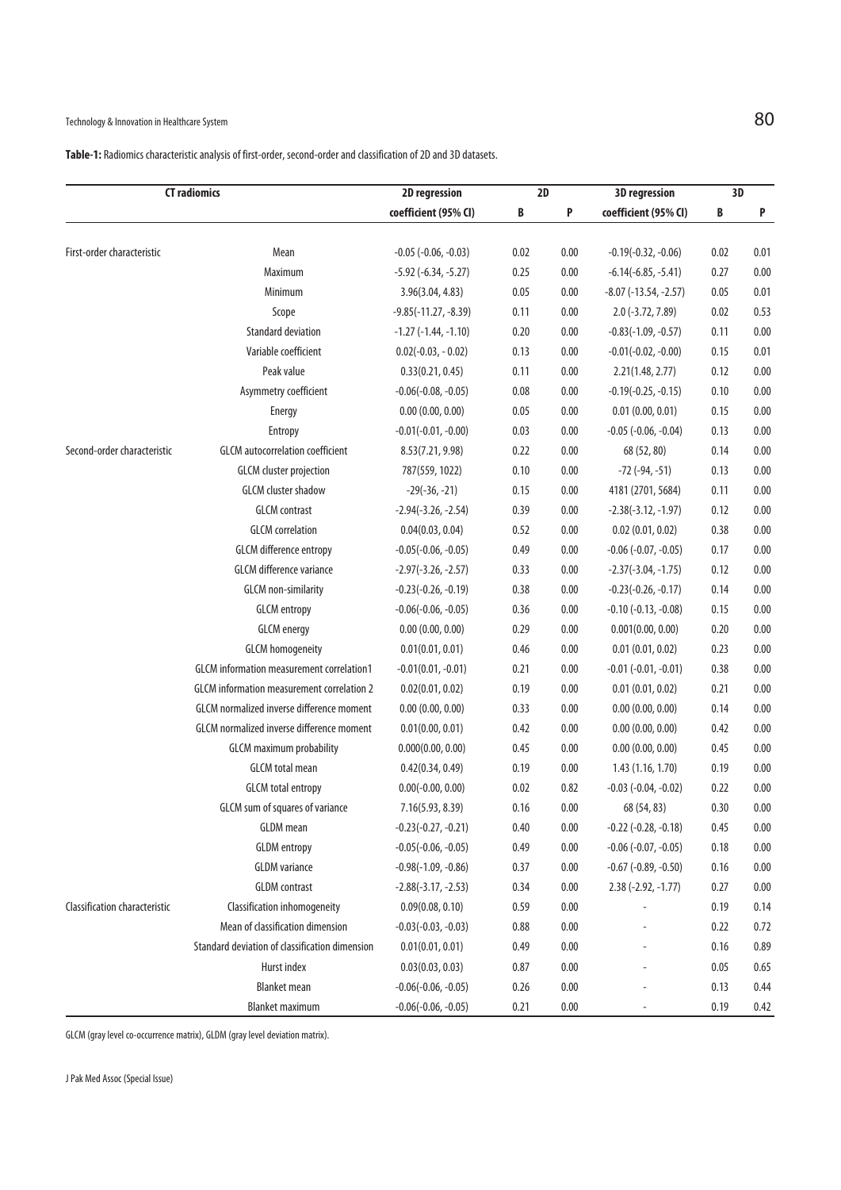**Table-1:** Radiomics characteristic analysis of first-order, second-order and classification of 2D and 3D datasets.

| CT radiomics | | 2D regression coefficient (95% CI) | 2D B | 2D P | 3D regression coefficient (95% CI) | 3D B | 3D P |
|---|---|---|---|---|---|---|---|
| First-order characteristic | Mean | -0.05 (-0.06, -0.03) | 0.02 | 0.00 | -0.19(-0.32, -0.06) | 0.02 | 0.01 |
| | Maximum | -5.92 (-6.34, -5.27) | 0.25 | 0.00 | -6.14(-6.85, -5.41) | 0.27 | 0.00 |
| | Minimum | 3.96(3.04, 4.83) | 0.05 | 0.00 | -8.07 (-13.54, -2.57) | 0.05 | 0.01 |
| | Scope | -9.85(-11.27, -8.39) | 0.11 | 0.00 | 2.0 (-3.72, 7.89) | 0.02 | 0.53 |
| | Standard deviation | -1.27 (-1.44, -1.10) | 0.20 | 0.00 | -0.83(-1.09, -0.57) | 0.11 | 0.00 |
| | Variable coefficient | 0.02(-0.03, - 0.02) | 0.13 | 0.00 | -0.01(-0.02, -0.00) | 0.15 | 0.01 |
| | Peak value | 0.33(0.21, 0.45) | 0.11 | 0.00 | 2.21(1.48, 2.77) | 0.12 | 0.00 |
| | Asymmetry coefficient | -0.06(-0.08, -0.05) | 0.08 | 0.00 | -0.19(-0.25, -0.15) | 0.10 | 0.00 |
| | Energy | 0.00 (0.00, 0.00) | 0.05 | 0.00 | 0.01 (0.00, 0.01) | 0.15 | 0.00 |
| | Entropy | -0.01(-0.01, -0.00) | 0.03 | 0.00 | -0.05 (-0.06, -0.04) | 0.13 | 0.00 |
| Second-order characteristic | GLCM autocorrelation coefficient | 8.53(7.21, 9.98) | 0.22 | 0.00 | 68 (52, 80) | 0.14 | 0.00 |
| | GLCM cluster projection | 787(559, 1022) | 0.10 | 0.00 | -72 (-94, -51) | 0.13 | 0.00 |
| | GLCM cluster shadow | -29(-36, -21) | 0.15 | 0.00 | 4181 (2701, 5684) | 0.11 | 0.00 |
| | GLCM contrast | -2.94(-3.26, -2.54) | 0.39 | 0.00 | -2.38(-3.12, -1.97) | 0.12 | 0.00 |
| | GLCM correlation | 0.04(0.03, 0.04) | 0.52 | 0.00 | 0.02 (0.01, 0.02) | 0.38 | 0.00 |
| | GLCM difference entropy | -0.05(-0.06, -0.05) | 0.49 | 0.00 | -0.06 (-0.07, -0.05) | 0.17 | 0.00 |
| | GLCM difference variance | -2.97(-3.26, -2.57) | 0.33 | 0.00 | -2.37(-3.04, -1.75) | 0.12 | 0.00 |
| | GLCM non-similarity | -0.23(-0.26, -0.19) | 0.38 | 0.00 | -0.23(-0.26, -0.17) | 0.14 | 0.00 |
| | GLCM entropy | -0.06(-0.06, -0.05) | 0.36 | 0.00 | -0.10 (-0.13, -0.08) | 0.15 | 0.00 |
| | GLCM energy | 0.00 (0.00, 0.00) | 0.29 | 0.00 | 0.001(0.00, 0.00) | 0.20 | 0.00 |
| | GLCM homogeneity | 0.01(0.01, 0.01) | 0.46 | 0.00 | 0.01 (0.01, 0.02) | 0.23 | 0.00 |
| | GLCM information measurement correlation1 | -0.01(0.01, -0.01) | 0.21 | 0.00 | -0.01 (-0.01, -0.01) | 0.38 | 0.00 |
| | GLCM information measurement correlation 2 | 0.02(0.01, 0.02) | 0.19 | 0.00 | 0.01 (0.01, 0.02) | 0.21 | 0.00 |
| | GLCM normalized inverse difference moment | 0.00 (0.00, 0.00) | 0.33 | 0.00 | 0.00 (0.00, 0.00) | 0.14 | 0.00 |
| | GLCM normalized inverse difference moment | 0.01(0.00, 0.01) | 0.42 | 0.00 | 0.00 (0.00, 0.00) | 0.42 | 0.00 |
| | GLCM maximum probability | 0.000(0.00, 0.00) | 0.45 | 0.00 | 0.00 (0.00, 0.00) | 0.45 | 0.00 |
| | GLCM total mean | 0.42(0.34, 0.49) | 0.19 | 0.00 | 1.43 (1.16, 1.70) | 0.19 | 0.00 |
| | GLCM total entropy | 0.00(-0.00, 0.00) | 0.02 | 0.82 | -0.03 (-0.04, -0.02) | 0.22 | 0.00 |
| | GLCM sum of squares of variance | 7.16(5.93, 8.39) | 0.16 | 0.00 | 68 (54, 83) | 0.30 | 0.00 |
| | GLDM mean | -0.23(-0.27, -0.21) | 0.40 | 0.00 | -0.22 (-0.28, -0.18) | 0.45 | 0.00 |
| | GLDM entropy | -0.05(-0.06, -0.05) | 0.49 | 0.00 | -0.06 (-0.07, -0.05) | 0.18 | 0.00 |
| | GLDM variance | -0.98(-1.09, -0.86) | 0.37 | 0.00 | -0.67 (-0.89, -0.50) | 0.16 | 0.00 |
| | GLDM contrast | -2.88(-3.17, -2.53) | 0.34 | 0.00 | 2.38 (-2.92, -1.77) | 0.27 | 0.00 |
| Classification characteristic | Classification inhomogeneity | 0.09(0.08, 0.10) | 0.59 | 0.00 | - | 0.19 | 0.14 |
| | Mean of classification dimension | -0.03(-0.03, -0.03) | 0.88 | 0.00 | - | 0.22 | 0.72 |
| | Standard deviation of classification dimension | 0.01(0.01, 0.01) | 0.49 | 0.00 | - | 0.16 | 0.89 |
| | Hurst index | 0.03(0.03, 0.03) | 0.87 | 0.00 | - | 0.05 | 0.65 |
| | Blanket mean | -0.06(-0.06, -0.05) | 0.26 | 0.00 | - | 0.13 | 0.44 |
| | Blanket maximum | -0.06(-0.06, -0.05) | 0.21 | 0.00 | - | 0.19 | 0.42 |

GLCM (gray level co-occurrence matrix), GLDM (gray level deviation matrix).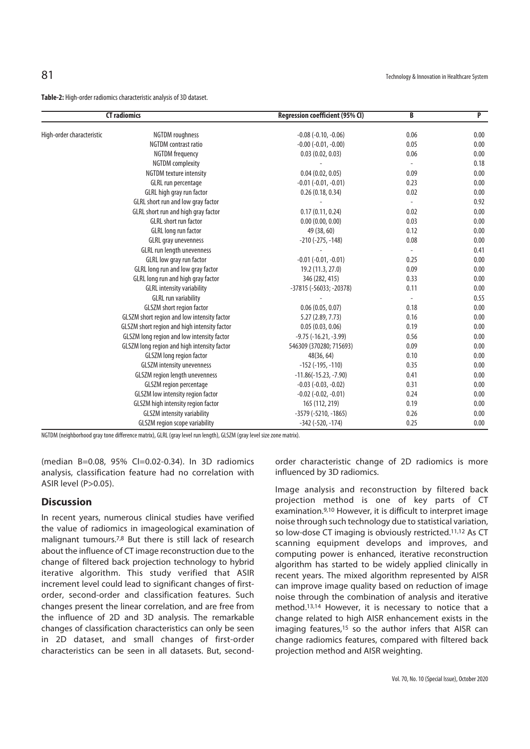**Table-2:** High-order radiomics characteristic analysis of 3D dataset.

| CT radiomics | | Regression coefficient (95% CI) | B | P |
|---|---|---|---|---|
| High-order characteristic | NGTDM roughness | -0.08 (-0.10, -0.06) | 0.06 | 0.00 |
| | NGTDM contrast ratio | -0.00 (-0.01, -0.00) | 0.05 | 0.00 |
| | NGTDM frequency | 0.03 (0.02, 0.03) | 0.06 | 0.00 |
| | NGTDM complexity | - | - | 0.18 |
| | NGTDM texture intensity | 0.04 (0.02, 0.05) | 0.09 | 0.00 |
| | GLRL run percentage | -0.01 (-0.01, -0.01) | 0.23 | 0.00 |
| | GLRL high gray run factor | 0.26 (0.18, 0.34) | 0.02 | 0.00 |
| | GLRL short run and low gray factor | - | - | 0.92 |
| | GLRL short run and high gray factor | 0.17 (0.11, 0.24) | 0.02 | 0.00 |
| | GLRL short run factor | 0.00 (0.00, 0.00) | 0.03 | 0.00 |
| | GLRL long run factor | 49 (38, 60) | 0.12 | 0.00 |
| | GLRL gray unevenness | -210 (-275, -148) | 0.08 | 0.00 |
| | GLRL run length unevenness | - | - | 0.41 |
| | GLRL low gray run factor | -0.01 (-0.01, -0.01) | 0.25 | 0.00 |
| | GLRL long run and low gray factor | 19.2 (11.3, 27.0) | 0.09 | 0.00 |
| | GLRL long run and high gray factor | 346 (282, 415) | 0.33 | 0.00 |
| | GLRL intensity variability | -37815 (-56033; -20378) | 0.11 | 0.00 |
| | GLRL run variability | - | - | 0.55 |
| | GLSZM short region factor | 0.06 (0.05, 0.07) | 0.18 | 0.00 |
| | GLSZM short region and low intensity factor | 5.27 (2.89, 7.73) | 0.16 | 0.00 |
| | GLSZM short region and high intensity factor | 0.05 (0.03, 0.06) | 0.19 | 0.00 |
| | GLSZM long region and low intensity factor | -9.75 (-16.21, -3.99) | 0.56 | 0.00 |
| | GLSZM long region and high intensity factor | 546309 (370280; 715693) | 0.09 | 0.00 |
| | GLSZM long region factor | 48(36, 64) | 0.10 | 0.00 |
| | GLSZM intensity unevenness | -152 (-195, -110) | 0.35 | 0.00 |
| | GLSZM region length unevenness | -11.86(-15.23, -7.90) | 0.41 | 0.00 |
| | GLSZM region percentage | -0.03 (-0.03, -0.02) | 0.31 | 0.00 |
| | GLSZM low intensity region factor | -0.02 (-0.02, -0.01) | 0.24 | 0.00 |
| | GLSZM high intensity region factor | 165 (112, 219) | 0.19 | 0.00 |
| | GLSZM intensity variability | -3579 (-5210, -1865) | 0.26 | 0.00 |
| | GLSZM region scope variability | -342 (-520, -174) | 0.25 | 0.00 |

NGTDM (neighborhood gray tone difference matrix), GLRL (gray level run length), GLSZM (gray level size zone matrix).

(median B=0.08, 95% CI=0.02-0.34). In 3D radiomics analysis, classification feature had no correlation with ASIR level (P>0.05).

## Discussion

In recent years, numerous clinical studies have verified the value of radiomics in imageological examination of malignant tumours.[7,8] But there is still lack of research about the influence of CT image reconstruction due to the change of filtered back projection technology to hybrid iterative algorithm. This study verified that ASIR increment level could lead to significant changes of first-order, second-order and classification features. Such changes present the linear correlation, and are free from the influence of 2D and 3D analysis. The remarkable changes of classification characteristics can only be seen in 2D dataset, and small changes of first-order characteristics can be seen in all datasets. But, second-order characteristic change of 2D radiomics is more influenced by 3D radiomics.

Image analysis and reconstruction by filtered back projection method is one of key parts of CT examination.[9,10] However, it is difficult to interpret image noise through such technology due to statistical variation, so low-dose CT imaging is obviously restricted.[11,12] As CT scanning equipment develops and improves, and computing power is enhanced, iterative reconstruction algorithm has started to be widely applied clinically in recent years. The mixed algorithm represented by AISR can improve image quality based on reduction of image noise through the combination of analysis and iterative method.[13,14] However, it is necessary to notice that a change related to high AISR enhancement exists in the imaging features,[15] so the author infers that AISR can change radiomics features, compared with filtered back projection method and AISR weighting.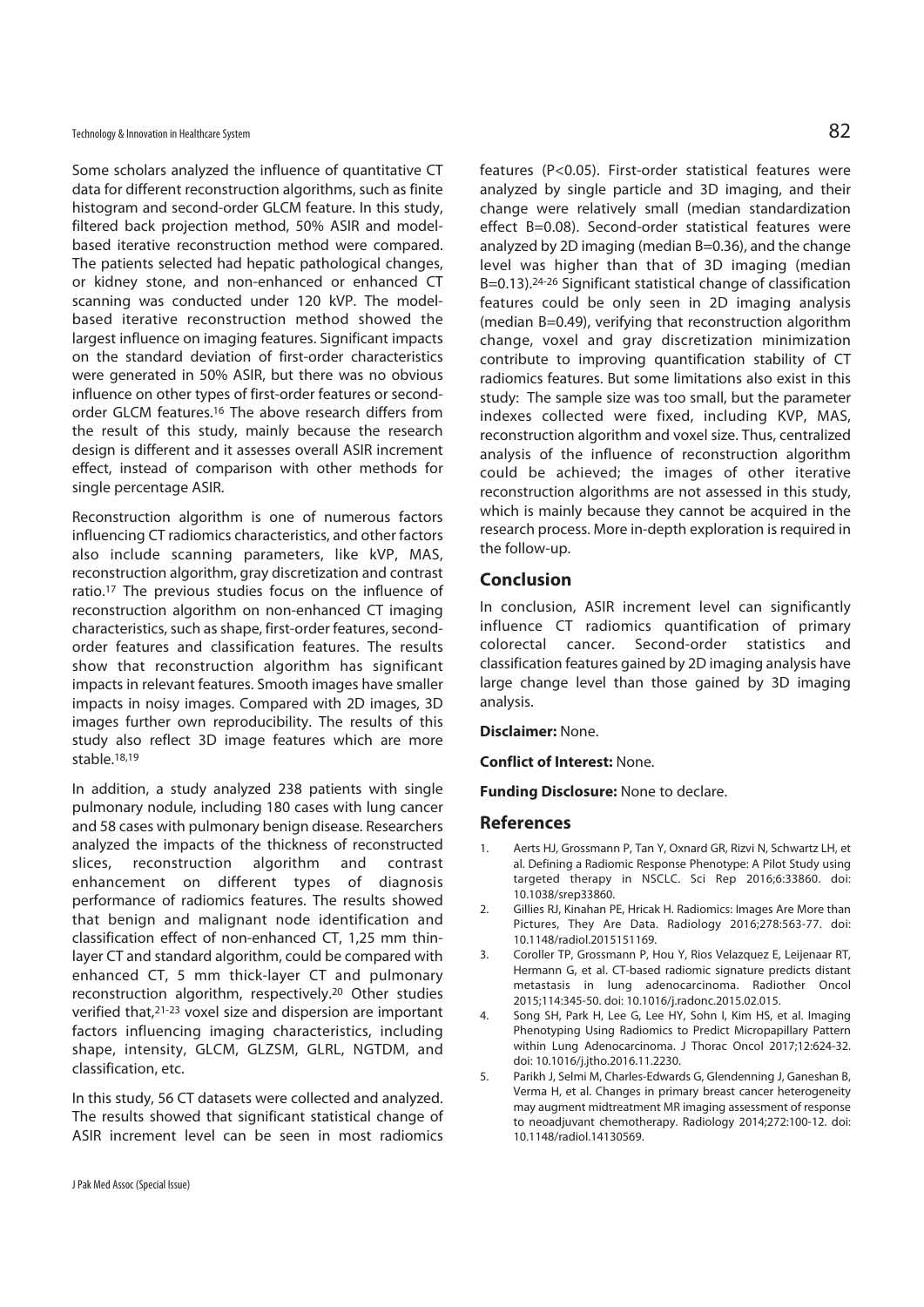Some scholars analyzed the influence of quantitative CT data for different reconstruction algorithms, such as finite histogram and second-order GLCM feature. In this study, filtered back projection method, 50% ASIR and model-based iterative reconstruction method were compared. The patients selected had hepatic pathological changes, or kidney stone, and non-enhanced or enhanced CT scanning was conducted under 120 kVP. The model-based iterative reconstruction method showed the largest influence on imaging features. Significant impacts on the standard deviation of first-order characteristics were generated in 50% ASIR, but there was no obvious influence on other types of first-order features or second-order GLCM features.[16] The above research differs from the result of this study, mainly because the research design is different and it assesses overall ASIR increment effect, instead of comparison with other methods for single percentage ASIR.

Reconstruction algorithm is one of numerous factors influencing CT radiomics characteristics, and other factors also include scanning parameters, like kVP, MAS, reconstruction algorithm, gray discretization and contrast ratio.[17] The previous studies focus on the influence of reconstruction algorithm on non-enhanced CT imaging characteristics, such as shape, first-order features, second-order features and classification features. The results show that reconstruction algorithm has significant impacts in relevant features. Smooth images have smaller impacts in noisy images. Compared with 2D images, 3D images further own reproducibility. The results of this study also reflect 3D image features which are more stable.[18,19]

In addition, a study analyzed 238 patients with single pulmonary nodule, including 180 cases with lung cancer and 58 cases with pulmonary benign disease. Researchers analyzed the impacts of the thickness of reconstructed slices, reconstruction algorithm and contrast enhancement on different types of diagnosis performance of radiomics features. The results showed that benign and malignant node identification and classification effect of non-enhanced CT, 1,25 mm thin-layer CT and standard algorithm, could be compared with enhanced CT, 5 mm thick-layer CT and pulmonary reconstruction algorithm, respectively.[20] Other studies verified that,[21-23] voxel size and dispersion are important factors influencing imaging characteristics, including shape, intensity, GLCM, GLZSM, GLRL, NGTDM, and classification, etc.

In this study, 56 CT datasets were collected and analyzed. The results showed that significant statistical change of ASIR increment level can be seen in most radiomics features ($P<0.05$). First-order statistical features were analyzed by single particle and 3D imaging, and their change were relatively small (median standardization effect B=0.08). Second-order statistical features were analyzed by 2D imaging (median B=0.36), and the change level was higher than that of 3D imaging (median B=0.13).[24-26] Significant statistical change of classification features could be only seen in 2D imaging analysis (median B=0.49), verifying that reconstruction algorithm change, voxel and gray discretization minimization contribute to improving quantification stability of CT radiomics features. But some limitations also exist in this study: The sample size was too small, but the parameter indexes collected were fixed, including KVP, MAS, reconstruction algorithm and voxel size. Thus, centralized analysis of the influence of reconstruction algorithm could be achieved; the images of other iterative reconstruction algorithms are not assessed in this study, which is mainly because they cannot be acquired in the research process. More in-depth exploration is required in the follow-up.

## Conclusion

In conclusion, ASIR increment level can significantly influence CT radiomics quantification of primary colorectal cancer. Second-order statistics and classification features gained by 2D imaging analysis have large change level than those gained by 3D imaging analysis.

**Disclaimer:** None.

**Conflict of Interest:** None.

**Funding Disclosure:** None to declare.

## References

1. Aerts HJ, Grossmann P, Tan Y, Oxnard GR, Rizvi N, Schwartz LH, et al. Defining a Radiomic Response Phenotype: A Pilot Study using targeted therapy in NSCLC. Sci Rep 2016;6:33860. doi: 10.1038/srep33860.
2. Gillies RJ, Kinahan PE, Hricak H. Radiomics: Images Are More than Pictures, They Are Data. Radiology 2016;278:563-77. doi: 10.1148/radiol.2015151169.
3. Coroller TP, Grossmann P, Hou Y, Rios Velazquez E, Leijenaar RT, Hermann G, et al. CT-based radiomic signature predicts distant metastasis in lung adenocarcinoma. Radiother Oncol 2015;114:345-50. doi: 10.1016/j.radonc.2015.02.015.
4. Song SH, Park H, Lee G, Lee HY, Sohn I, Kim HS, et al. Imaging Phenotyping Using Radiomics to Predict Micropapillary Pattern within Lung Adenocarcinoma. J Thorac Oncol 2017;12:624-32. doi: 10.1016/j.jtho.2016.11.2230.
5. Parikh J, Selmi M, Charles-Edwards G, Glendenning J, Ganeshan B, Verma H, et al. Changes in primary breast cancer heterogeneity may augment midtreatment MR imaging assessment of response to neoadjuvant chemotherapy. Radiology 2014;272:100-12. doi: 10.1148/radiol.14130569.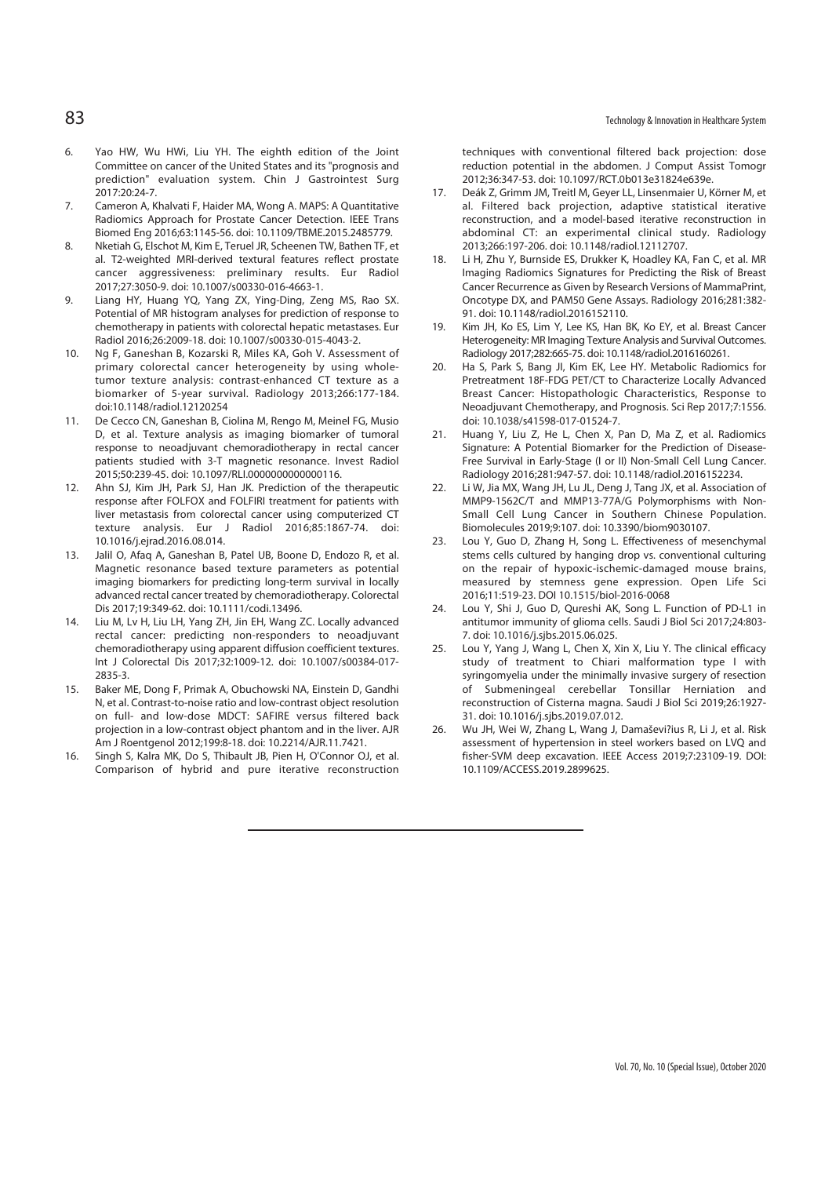6. Yao HW, Wu HWi, Liu YH. The eighth edition of the Joint Committee on cancer of the United States and its "prognosis and prediction" evaluation system. Chin J Gastrointest Surg 2017:20:24-7.
7. Cameron A, Khalvati F, Haider MA, Wong A. MAPS: A Quantitative Radiomics Approach for Prostate Cancer Detection. IEEE Trans Biomed Eng 2016;63:1145-56. doi: 10.1109/TBME.2015.2485779.
8. Nketiah G, Elschot M, Kim E, Teruel JR, Scheenen TW, Bathen TF, et al. T2-weighted MRI-derived textural features reflect prostate cancer aggressiveness: preliminary results. Eur Radiol 2017;27:3050-9. doi: 10.1007/s00330-016-4663-1.
9. Liang HY, Huang YQ, Yang ZX, Ying-Ding, Zeng MS, Rao SX. Potential of MR histogram analyses for prediction of response to chemotherapy in patients with colorectal hepatic metastases. Eur Radiol 2016;26:2009-18. doi: 10.1007/s00330-015-4043-2.
10. Ng F, Ganeshan B, Kozarski R, Miles KA, Goh V. Assessment of primary colorectal cancer heterogeneity by using whole-tumor texture analysis: contrast-enhanced CT texture as a biomarker of 5-year survival. Radiology 2013;266:177-184. doi:10.1148/radiol.12120254
11. De Cecco CN, Ganeshan B, Ciolina M, Rengo M, Meinel FG, Musio D, et al. Texture analysis as imaging biomarker of tumoral response to neoadjuvant chemoradiotherapy in rectal cancer patients studied with 3-T magnetic resonance. Invest Radiol 2015;50:239-45. doi: 10.1097/RLI.0000000000000116.
12. Ahn SJ, Kim JH, Park SJ, Han JK. Prediction of the therapeutic response after FOLFOX and FOLFIRI treatment for patients with liver metastasis from colorectal cancer using computerized CT texture analysis. Eur J Radiol 2016;85:1867-74. doi: 10.1016/j.ejrad.2016.08.014.
13. Jalil O, Afaq A, Ganeshan B, Patel UB, Boone D, Endozo R, et al. Magnetic resonance based texture parameters as potential imaging biomarkers for predicting long-term survival in locally advanced rectal cancer treated by chemoradiotherapy. Colorectal Dis 2017;19:349-62. doi: 10.1111/codi.13496.
14. Liu M, Lv H, Liu LH, Yang ZH, Jin EH, Wang ZC. Locally advanced rectal cancer: predicting non-responders to neoadjuvant chemoradiotherapy using apparent diffusion coefficient textures. Int J Colorectal Dis 2017;32:1009-12. doi: 10.1007/s00384-017-2835-3.
15. Baker ME, Dong F, Primak A, Obuchowski NA, Einstein D, Gandhi N, et al. Contrast-to-noise ratio and low-contrast object resolution on full- and low-dose MDCT: SAFIRE versus filtered back projection in a low-contrast object phantom and in the liver. AJR Am J Roentgenol 2012;199:8-18. doi: 10.2214/AJR.11.7421.
16. Singh S, Kalra MK, Do S, Thibault JB, Pien H, O'Connor OJ, et al. Comparison of hybrid and pure iterative reconstruction techniques with conventional filtered back projection: dose reduction potential in the abdomen. J Comput Assist Tomogr 2012;36:347-53. doi: 10.1097/RCT.0b013e31824e639e.
17. Deák Z, Grimm JM, Treitl M, Geyer LL, Linsenmaier U, Körner M, et al. Filtered back projection, adaptive statistical iterative reconstruction, and a model-based iterative reconstruction in abdominal CT: an experimental clinical study. Radiology 2013;266:197-206. doi: 10.1148/radiol.12112707.
18. Li H, Zhu Y, Burnside ES, Drukker K, Hoadley KA, Fan C, et al. MR Imaging Radiomics Signatures for Predicting the Risk of Breast Cancer Recurrence as Given by Research Versions of MammaPrint, Oncotype DX, and PAM50 Gene Assays. Radiology 2016;281:382-91. doi: 10.1148/radiol.2016152110.
19. Kim JH, Ko ES, Lim Y, Lee KS, Han BK, Ko EY, et al. Breast Cancer Heterogeneity: MR Imaging Texture Analysis and Survival Outcomes. Radiology 2017;282:665-75. doi: 10.1148/radiol.2016160261.
20. Ha S, Park S, Bang JI, Kim EK, Lee HY. Metabolic Radiomics for Pretreatment 18F-FDG PET/CT to Characterize Locally Advanced Breast Cancer: Histopathologic Characteristics, Response to Neoadjuvant Chemotherapy, and Prognosis. Sci Rep 2017;7:1556. doi: 10.1038/s41598-017-01524-7.
21. Huang Y, Liu Z, He L, Chen X, Pan D, Ma Z, et al. Radiomics Signature: A Potential Biomarker for the Prediction of Disease-Free Survival in Early-Stage (I or II) Non-Small Cell Lung Cancer. Radiology 2016;281:947-57. doi: 10.1148/radiol.2016152234.
22. Li W, Jia MX, Wang JH, Lu JL, Deng J, Tang JX, et al. Association of MMP9-1562C/T and MMP13-77A/G Polymorphisms with Non-Small Cell Lung Cancer in Southern Chinese Population. Biomolecules 2019;9:107. doi: 10.3390/biom9030107.
23. Lou Y, Guo D, Zhang H, Song L. Effectiveness of mesenchymal stems cells cultured by hanging drop vs. conventional culturing on the repair of hypoxic-ischemic-damaged mouse brains, measured by stemness gene expression. Open Life Sci 2016;11:519-23. DOI 10.1515/biol-2016-0068
24. Lou Y, Shi J, Guo D, Qureshi AK, Song L. Function of PD-L1 in antitumor immunity of glioma cells. Saudi J Biol Sci 2017;24:803-7. doi: 10.1016/j.sjbs.2015.06.025.
25. Lou Y, Yang J, Wang L, Chen X, Xin X, Liu Y. The clinical efficacy study of treatment to Chiari malformation type I with syringomyelia under the minimally invasive surgery of resection of Submeningeal cerebellar Tonsillar Herniation and reconstruction of Cisterna magna. Saudi J Biol Sci 2019;26:1927-31. doi: 10.1016/j.sjbs.2019.07.012.
26. Wu JH, Wei W, Zhang L, Wang J, Damaševi?ius R, Li J, et al. Risk assessment of hypertension in steel workers based on LVQ and fisher-SVM deep excavation. IEEE Access 2019;7:23109-19. DOI: 10.1109/ACCESS.2019.2899625.